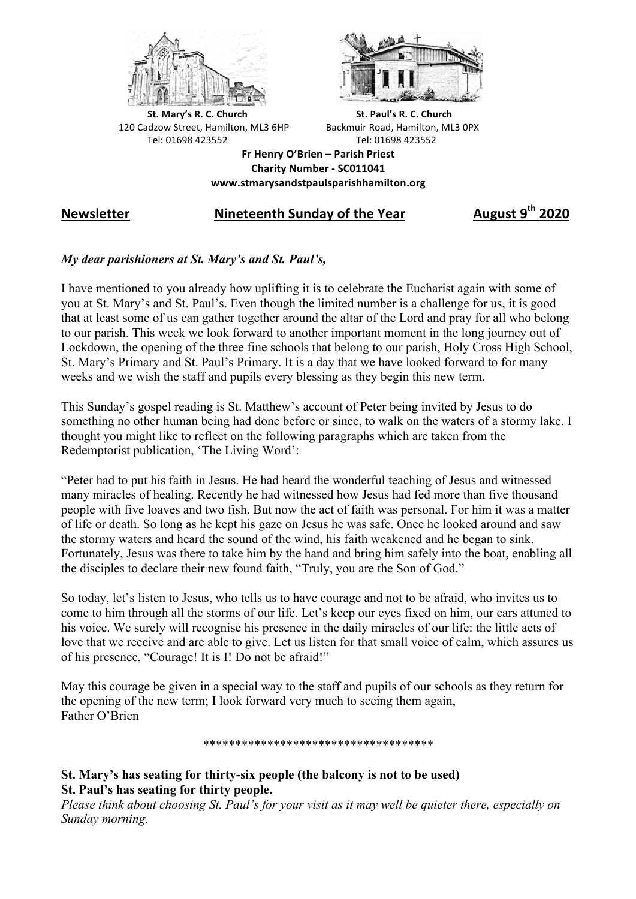**St. Mary's R. C. Church**
120 Cadzow Street, Hamilton, ML3 6HP
Tel: 01698 423552

**St. Paul's R. C. Church**
Backmuir Road, Hamilton, ML3 0PX
Tel: 01698 423552

**Fr Henry O'Brien – Parish Priest**
**Charity Number - SC011041**
**www.stmarysandstpaulsparishhamilton.org**

**Newsletter** **Nineteenth Sunday of the Year** **August 9th 2020**

***My dear parishioners at St. Mary's and St. Paul's,***

I have mentioned to you already how uplifting it is to celebrate the Eucharist again with some of you at St. Mary's and St. Paul's. Even though the limited number is a challenge for us, it is good that at least some of us can gather together around the altar of the Lord and pray for all who belong to our parish. This week we look forward to another important moment in the long journey out of Lockdown, the opening of the three fine schools that belong to our parish, Holy Cross High School, St. Mary's Primary and St. Paul's Primary. It is a day that we have looked forward to for many weeks and we wish the staff and pupils every blessing as they begin this new term.

This Sunday's gospel reading is St. Matthew's account of Peter being invited by Jesus to do something no other human being had done before or since, to walk on the waters of a stormy lake. I thought you might like to reflect on the following paragraphs which are taken from the Redemptorist publication, 'The Living Word':

"Peter had to put his faith in Jesus. He had heard the wonderful teaching of Jesus and witnessed many miracles of healing. Recently he had witnessed how Jesus had fed more than five thousand people with five loaves and two fish. But now the act of faith was personal. For him it was a matter of life or death. So long as he kept his gaze on Jesus he was safe. Once he looked around and saw the stormy waters and heard the sound of the wind, his faith weakened and he began to sink. Fortunately, Jesus was there to take him by the hand and bring him safely into the boat, enabling all the disciples to declare their new found faith, "Truly, you are the Son of God."

So today, let's listen to Jesus, who tells us to have courage and not to be afraid, who invites us to come to him through all the storms of our life. Let's keep our eyes fixed on him, our ears attuned to his voice. We surely will recognise his presence in the daily miracles of our life: the little acts of love that we receive and are able to give. Let us listen for that small voice of calm, which assures us of his presence, "Courage! It is I! Do not be afraid!"

May this courage be given in a special way to the staff and pupils of our schools as they return for the opening of the new term; I look forward very much to seeing them again,
Father O'Brien

************************************

**St. Mary's has seating for thirty-six people (the balcony is not to be used)**
**St. Paul's has seating for thirty people.**
*Please think about choosing St. Paul's for your visit as it may well be quieter there, especially on Sunday morning.*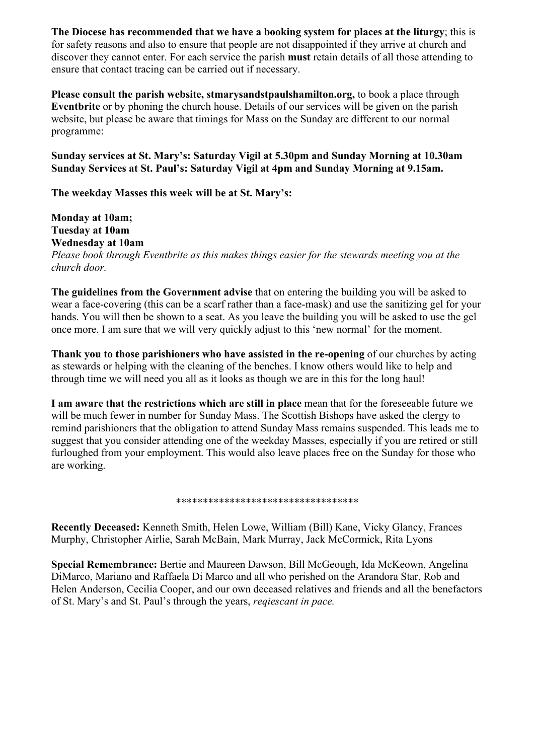**The Diocese has recommended that we have a booking system for places at the liturgy**; this is for safety reasons and also to ensure that people are not disappointed if they arrive at church and discover they cannot enter. For each service the parish **must** retain details of all those attending to ensure that contact tracing can be carried out if necessary.

**Please consult the parish website, stmarysandstpaulshamilton.org,** to book a place through **Eventbrite** or by phoning the church house. Details of our services will be given on the parish website, but please be aware that timings for Mass on the Sunday are different to our normal programme:

**Sunday services at St. Mary's: Saturday Vigil at 5.30pm and Sunday Morning at 10.30am**
**Sunday Services at St. Paul's: Saturday Vigil at 4pm and Sunday Morning at 9.15am.**

**The weekday Masses this week will be at St. Mary's:**

**Monday at 10am;**
**Tuesday at 10am**
**Wednesday at 10am**
*Please book through Eventbrite as this makes things easier for the stewards meeting you at the church door.*

**The guidelines from the Government advise** that on entering the building you will be asked to wear a face-covering (this can be a scarf rather than a face-mask) and use the sanitizing gel for your hands. You will then be shown to a seat. As you leave the building you will be asked to use the gel once more. I am sure that we will very quickly adjust to this 'new normal' for the moment.

**Thank you to those parishioners who have assisted in the re-opening** of our churches by acting as stewards or helping with the cleaning of the benches. I know others would like to help and through time we will need you all as it looks as though we are in this for the long haul!

**I am aware that the restrictions which are still in place** mean that for the foreseeable future we will be much fewer in number for Sunday Mass. The Scottish Bishops have asked the clergy to remind parishioners that the obligation to attend Sunday Mass remains suspended. This leads me to suggest that you consider attending one of the weekday Masses, especially if you are retired or still furloughed from your employment. This would also leave places free on the Sunday for those who are working.

**********************************

**Recently Deceased:** Kenneth Smith, Helen Lowe, William (Bill) Kane, Vicky Glancy, Frances Murphy, Christopher Airlie, Sarah McBain, Mark Murray, Jack McCormick, Rita Lyons

**Special Remembrance:** Bertie and Maureen Dawson, Bill McGeough, Ida McKeown, Angelina DiMarco, Mariano and Raffaela Di Marco and all who perished on the Arandora Star, Rob and Helen Anderson, Cecilia Cooper, and our own deceased relatives and friends and all the benefactors of St. Mary's and St. Paul's through the years, *reqiescant in pace.*